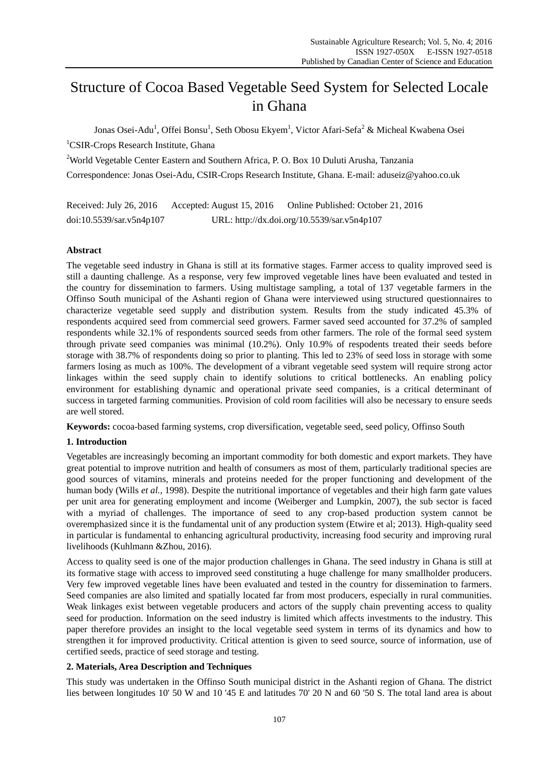# Structure of Cocoa Based Vegetable Seed System for Selected Locale in Ghana

Jonas Osei-Adu[1], Offei Bonsu[1], Seth Obosu Ekyem[1], Victor Afari-Sefa[2] & Micheal Kwabena Osei

[1]CSIR-Crops Research Institute, Ghana

[2]World Vegetable Center Eastern and Southern Africa, P. O. Box 10 Duluti Arusha, Tanzania

Correspondence: Jonas Osei-Adu, CSIR-Crops Research Institute, Ghana. E-mail: aduseiz@yahoo.co.uk

Received: July 26, 2016 Accepted: August 15, 2016 Online Published: October 21, 2016

doi:10.5539/sar.v5n4p107 URL: http://dx.doi.org/10.5539/sar.v5n4p107

## Abstract

The vegetable seed industry in Ghana is still at its formative stages. Farmer access to quality improved seed is still a daunting challenge. As a response, very few improved vegetable lines have been evaluated and tested in the country for dissemination to farmers. Using multistage sampling, a total of 137 vegetable farmers in the Offinso South municipal of the Ashanti region of Ghana were interviewed using structured questionnaires to characterize vegetable seed supply and distribution system. Results from the study indicated 45.3% of respondents acquired seed from commercial seed growers. Farmer saved seed accounted for 37.2% of sampled respondents while 32.1% of respondents sourced seeds from other farmers. The role of the formal seed system through private seed companies was minimal (10.2%). Only 10.9% of respodents treated their seeds before storage with 38.7% of respondents doing so prior to planting. This led to 23% of seed loss in storage with some farmers losing as much as 100%. The development of a vibrant vegetable seed system will require strong actor linkages within the seed supply chain to identify solutions to critical bottlenecks. An enabling policy environment for establishing dynamic and operational private seed companies, is a critical determinant of success in targeted farming communities. Provision of cold room facilities will also be necessary to ensure seeds are well stored.

**Keywords:** cocoa-based farming systems, crop diversification, vegetable seed, seed policy, Offinso South

## 1. Introduction

Vegetables are increasingly becoming an important commodity for both domestic and export markets. They have great potential to improve nutrition and health of consumers as most of them, particularly traditional species are good sources of vitamins, minerals and proteins needed for the proper functioning and development of the human body (Wills *et al.*, 1998). Despite the nutritional importance of vegetables and their high farm gate values per unit area for generating employment and income (Weiberger and Lumpkin, 2007), the sub sector is faced with a myriad of challenges. The importance of seed to any crop-based production system cannot be overemphasized since it is the fundamental unit of any production system (Etwire et al; 2013). High-quality seed in particular is fundamental to enhancing agricultural productivity, increasing food security and improving rural livelihoods (Kuhlmann &Zhou, 2016).

Access to quality seed is one of the major production challenges in Ghana. The seed industry in Ghana is still at its formative stage with access to improved seed constituting a huge challenge for many smallholder producers. Very few improved vegetable lines have been evaluated and tested in the country for dissemination to farmers. Seed companies are also limited and spatially located far from most producers, especially in rural communities. Weak linkages exist between vegetable producers and actors of the supply chain preventing access to quality seed for production. Information on the seed industry is limited which affects investments to the industry. This paper therefore provides an insight to the local vegetable seed system in terms of its dynamics and how to strengthen it for improved productivity. Critical attention is given to seed source, source of information, use of certified seeds, practice of seed storage and testing.

## 2. Materials, Area Description and Techniques

This study was undertaken in the Offinso South municipal district in the Ashanti region of Ghana. The district lies between longitudes 10' 50 W and 10 '45 E and latitudes 70' 20 N and 60 '50 S. The total land area is about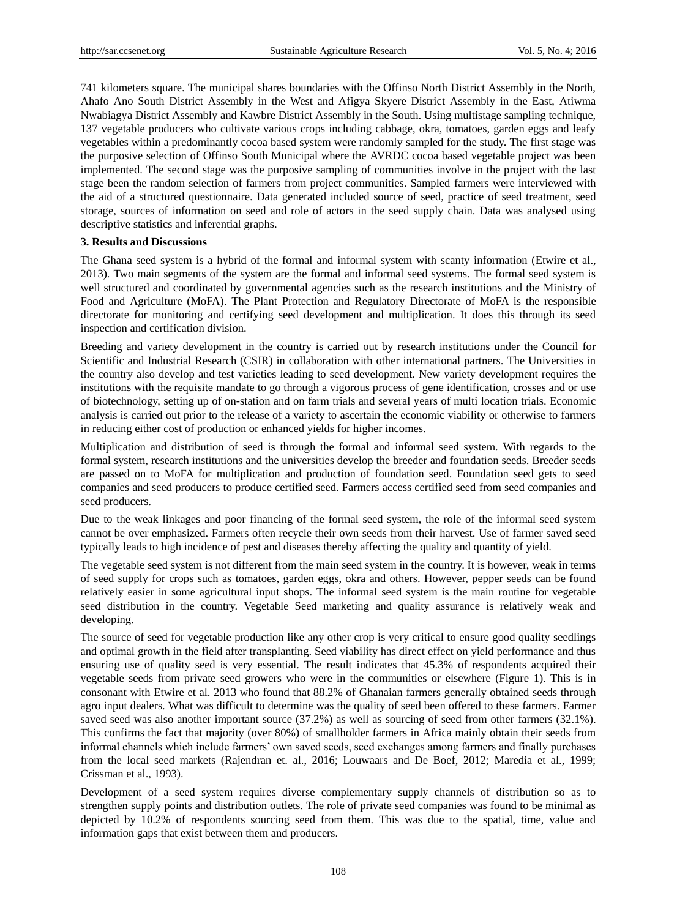741 kilometers square. The municipal shares boundaries with the Offinso North District Assembly in the North, Ahafo Ano South District Assembly in the West and Afigya Skyere District Assembly in the East, Atiwma Nwabiagya District Assembly and Kawbre District Assembly in the South. Using multistage sampling technique, 137 vegetable producers who cultivate various crops including cabbage, okra, tomatoes, garden eggs and leafy vegetables within a predominantly cocoa based system were randomly sampled for the study. The first stage was the purposive selection of Offinso South Municipal where the AVRDC cocoa based vegetable project was been implemented. The second stage was the purposive sampling of communities involve in the project with the last stage been the random selection of farmers from project communities. Sampled farmers were interviewed with the aid of a structured questionnaire. Data generated included source of seed, practice of seed treatment, seed storage, sources of information on seed and role of actors in the seed supply chain. Data was analysed using descriptive statistics and inferential graphs.

## 3. Results and Discussions

The Ghana seed system is a hybrid of the formal and informal system with scanty information (Etwire et al., 2013). Two main segments of the system are the formal and informal seed systems. The formal seed system is well structured and coordinated by governmental agencies such as the research institutions and the Ministry of Food and Agriculture (MoFA). The Plant Protection and Regulatory Directorate of MoFA is the responsible directorate for monitoring and certifying seed development and multiplication. It does this through its seed inspection and certification division.

Breeding and variety development in the country is carried out by research institutions under the Council for Scientific and Industrial Research (CSIR) in collaboration with other international partners. The Universities in the country also develop and test varieties leading to seed development. New variety development requires the institutions with the requisite mandate to go through a vigorous process of gene identification, crosses and or use of biotechnology, setting up of on-station and on farm trials and several years of multi location trials. Economic analysis is carried out prior to the release of a variety to ascertain the economic viability or otherwise to farmers in reducing either cost of production or enhanced yields for higher incomes.

Multiplication and distribution of seed is through the formal and informal seed system. With regards to the formal system, research institutions and the universities develop the breeder and foundation seeds. Breeder seeds are passed on to MoFA for multiplication and production of foundation seed. Foundation seed gets to seed companies and seed producers to produce certified seed. Farmers access certified seed from seed companies and seed producers.

Due to the weak linkages and poor financing of the formal seed system, the role of the informal seed system cannot be over emphasized. Farmers often recycle their own seeds from their harvest. Use of farmer saved seed typically leads to high incidence of pest and diseases thereby affecting the quality and quantity of yield.

The vegetable seed system is not different from the main seed system in the country. It is however, weak in terms of seed supply for crops such as tomatoes, garden eggs, okra and others. However, pepper seeds can be found relatively easier in some agricultural input shops. The informal seed system is the main routine for vegetable seed distribution in the country. Vegetable Seed marketing and quality assurance is relatively weak and developing.

The source of seed for vegetable production like any other crop is very critical to ensure good quality seedlings and optimal growth in the field after transplanting. Seed viability has direct effect on yield performance and thus ensuring use of quality seed is very essential. The result indicates that 45.3% of respondents acquired their vegetable seeds from private seed growers who were in the communities or elsewhere (Figure 1). This is in consonant with Etwire et al. 2013 who found that 88.2% of Ghanaian farmers generally obtained seeds through agro input dealers. What was difficult to determine was the quality of seed been offered to these farmers. Farmer saved seed was also another important source (37.2%) as well as sourcing of seed from other farmers (32.1%). This confirms the fact that majority (over 80%) of smallholder farmers in Africa mainly obtain their seeds from informal channels which include farmers' own saved seeds, seed exchanges among farmers and finally purchases from the local seed markets (Rajendran et. al., 2016; Louwaars and De Boef, 2012; Maredia et al., 1999; Crissman et al., 1993).

Development of a seed system requires diverse complementary supply channels of distribution so as to strengthen supply points and distribution outlets. The role of private seed companies was found to be minimal as depicted by 10.2% of respondents sourcing seed from them. This was due to the spatial, time, value and information gaps that exist between them and producers.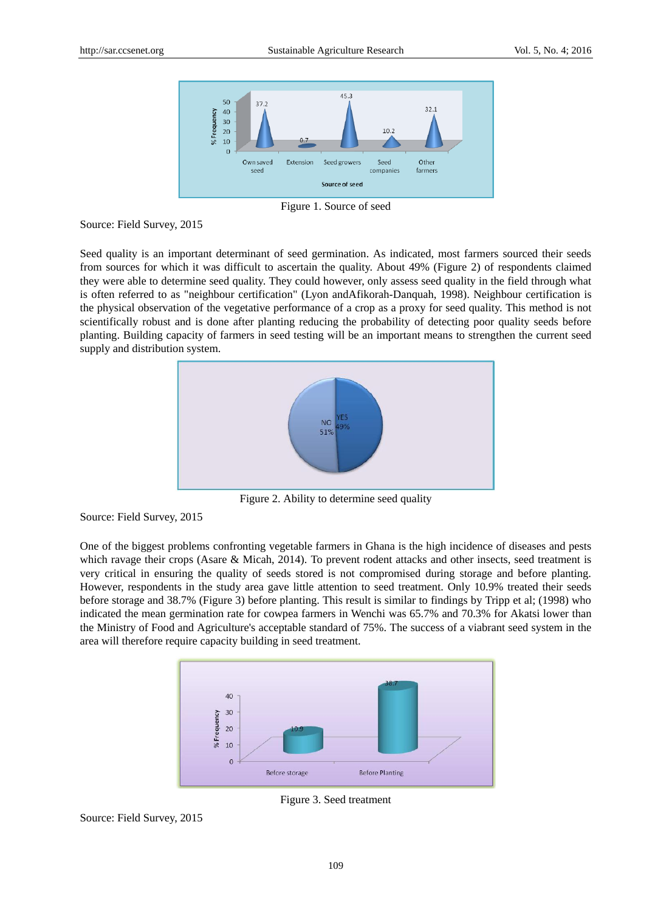Figure 1. Source of seed

Source: Field Survey, 2015

Seed quality is an important determinant of seed germination. As indicated, most farmers sourced their seeds from sources for which it was difficult to ascertain the quality. About 49% (Figure 2) of respondents claimed they were able to determine seed quality. They could however, only assess seed quality in the field through what is often referred to as "neighbour certification" (Lyon andAfikorah-Danquah, 1998). Neighbour certification is the physical observation of the vegetative performance of a crop as a proxy for seed quality. This method is not scientifically robust and is done after planting reducing the probability of detecting poor quality seeds before planting. Building capacity of farmers in seed testing will be an important means to strengthen the current seed supply and distribution system.

Figure 2. Ability to determine seed quality

Source: Field Survey, 2015

One of the biggest problems confronting vegetable farmers in Ghana is the high incidence of diseases and pests which ravage their crops (Asare & Micah, 2014). To prevent rodent attacks and other insects, seed treatment is very critical in ensuring the quality of seeds stored is not compromised during storage and before planting. However, respondents in the study area gave little attention to seed treatment. Only 10.9% treated their seeds before storage and 38.7% (Figure 3) before planting. This result is similar to findings by Tripp et al; (1998) who indicated the mean germination rate for cowpea farmers in Wenchi was 65.7% and 70.3% for Akatsi lower than the Ministry of Food and Agriculture's acceptable standard of 75%. The success of a viabrant seed system in the area will therefore require capacity building in seed treatment.

Figure 3. Seed treatment

Source: Field Survey, 2015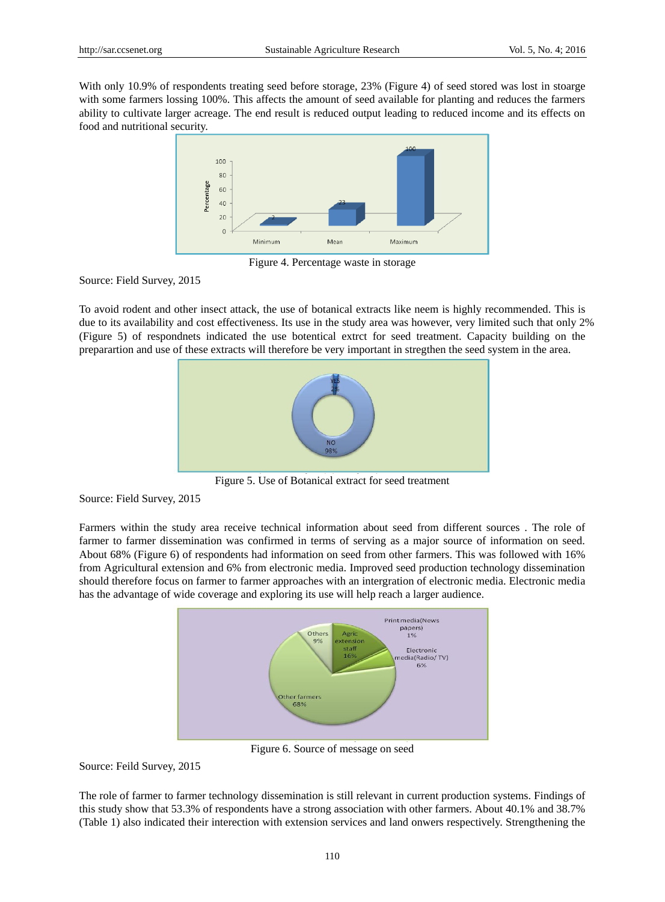With only 10.9% of respondents treating seed before storage, 23% (Figure 4) of seed stored was lost in stoarge with some farmers lossing 100%. This affects the amount of seed available for planting and reduces the farmers ability to cultivate larger acreage. The end result is reduced output leading to reduced income and its effects on food and nutritional security.

Figure 4. Percentage waste in storage

Source: Field Survey, 2015

To avoid rodent and other insect attack, the use of botanical extracts like neem is highly recommended. This is due to its availability and cost effectiveness. Its use in the study area was however, very limited such that only 2% (Figure 5) of respondnets indicated the use botentical extrct for seed treatment. Capacity building on the preparartion and use of these extracts will therefore be very important in stregthen the seed system in the area.

Figure 5. Use of Botanical extract for seed treatment

Source: Field Survey, 2015

Farmers within the study area receive technical information about seed from different sources . The role of farmer to farmer dissemination was confirmed in terms of serving as a major source of information on seed. About 68% (Figure 6) of respondents had information on seed from other farmers. This was followed with 16% from Agricultural extension and 6% from electronic media. Improved seed production technology dissemination should therefore focus on farmer to farmer approaches with an intergration of electronic media. Electronic media has the advantage of wide coverage and exploring its use will help reach a larger audience.

Figure 6. Source of message on seed

Source: Feild Survey, 2015

The role of farmer to farmer technology dissemination is still relevant in current production systems. Findings of this study show that 53.3% of respondents have a strong association with other farmers. About 40.1% and 38.7% (Table 1) also indicated their interection with extension services and land onwers respectively. Strengthening the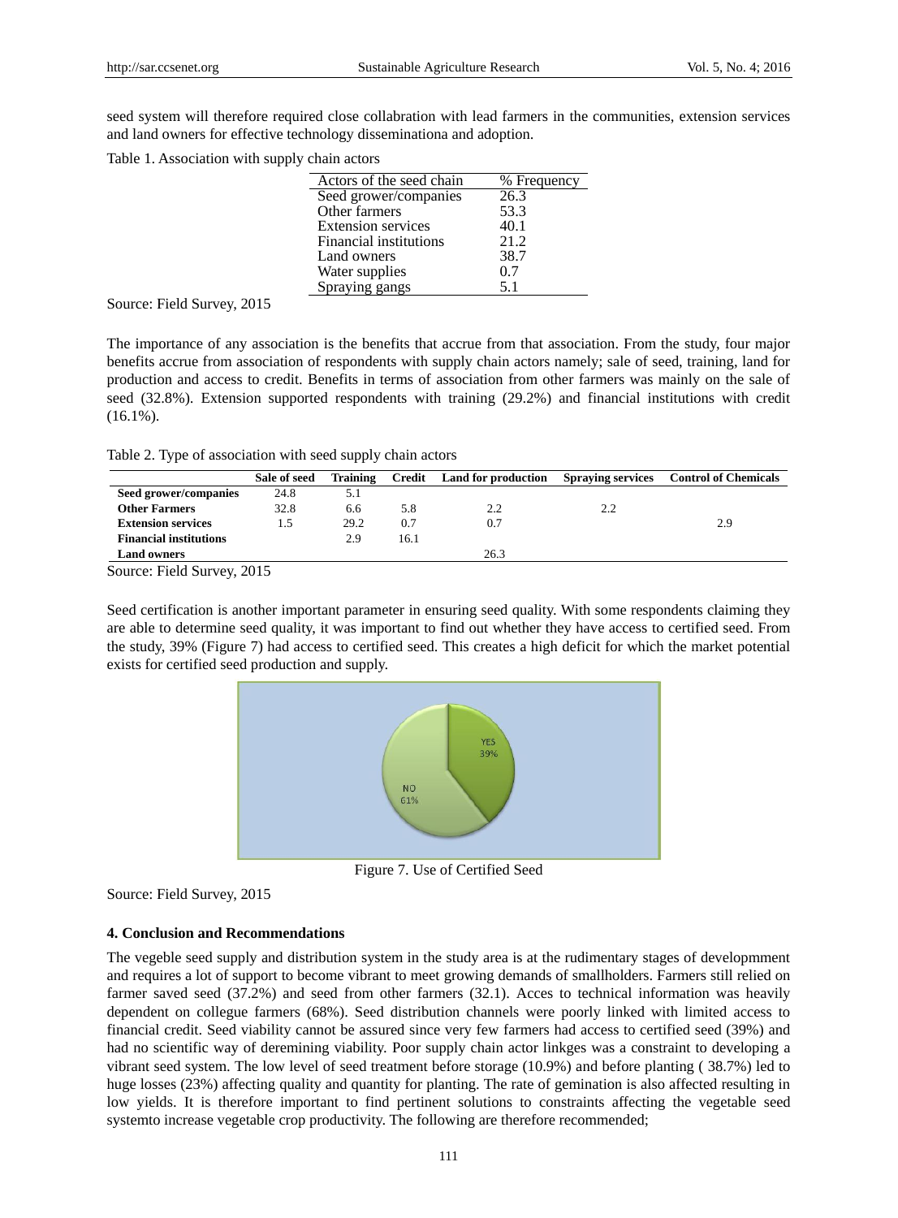seed system will therefore required close collabration with lead farmers in the communities, extension services and land owners for effective technology disseminationa and adoption.

Table 1. Association with supply chain actors

| Actors of the seed chain | % Frequency |
| --- | --- |
| Seed grower/companies | 26.3 |
| Other farmers | 53.3 |
| Extension services | 40.1 |
| Financial institutions | 21.2 |
| Land owners | 38.7 |
| Water supplies | 0.7 |
| Spraying gangs | 5.1 |

Source: Field Survey, 2015

The importance of any association is the benefits that accrue from that association. From the study, four major benefits accrue from association of respondents with supply chain actors namely; sale of seed, training, land for production and access to credit. Benefits in terms of association from other farmers was mainly on the sale of seed (32.8%). Extension supported respondents with training (29.2%) and financial institutions with credit (16.1%).

Table 2. Type of association with seed supply chain actors

| | **Sale of seed** | **Training** | **Credit** | **Land for production** | **Spraying services** | **Control of Chemicals** |
| --- | --- | --- | --- | --- | --- | --- |
| **Seed grower/companies** | 24.8 | 5.1 | | | | |
| **Other Farmers** | 32.8 | 6.6 | 5.8 | 2.2 | 2.2 | |
| **Extension services** | 1.5 | 29.2 | 0.7 | 0.7 | | 2.9 |
| **Financial institutions** | | 2.9 | 16.1 | | | |
| **Land owners** | | | | 26.3 | | |

Source: Field Survey, 2015

Seed certification is another important parameter in ensuring seed quality. With some respondents claiming they are able to determine seed quality, it was important to find out whether they have access to certified seed. From the study, 39% (Figure 7) had access to certified seed. This creates a high deficit for which the market potential exists for certified seed production and supply.

Figure 7. Use of Certified Seed

Source: Field Survey, 2015

### 4. Conclusion and Recommendations

The vegeble seed supply and distribution system in the study area is at the rudimentary stages of developmment and requires a lot of support to become vibrant to meet growing demands of smallholders. Farmers still relied on farmer saved seed (37.2%) and seed from other farmers (32.1). Acces to technical information was heavily dependent on collegue farmers (68%). Seed distribution channels were poorly linked with limited access to financial credit. Seed viability cannot be assured since very few farmers had access to certified seed (39%) and had no scientific way of deremining viability. Poor supply chain actor linkges was a constraint to developing a vibrant seed system. The low level of seed treatment before storage (10.9%) and before planting ( 38.7%) led to huge losses (23%) affecting quality and quantity for planting. The rate of gemination is also affected resulting in low yields. It is therefore important to find pertinent solutions to constraints affecting the vegetable seed systemto increase vegetable crop productivity. The following are therefore recommended;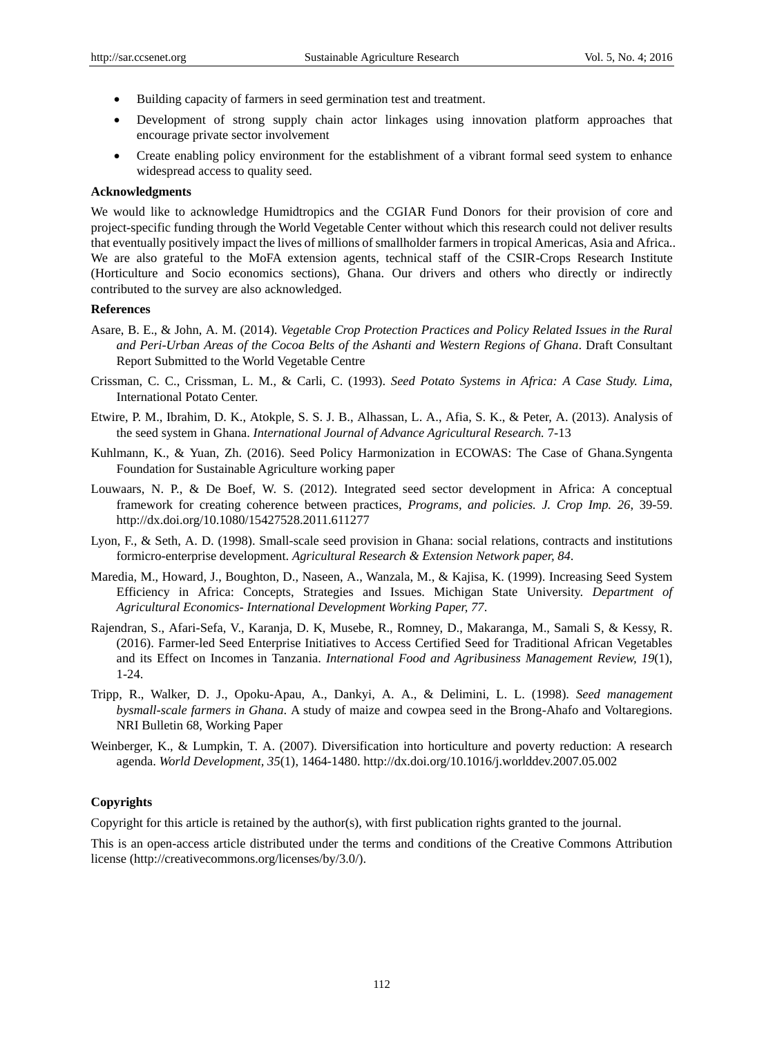- Building capacity of farmers in seed germination test and treatment.
- Development of strong supply chain actor linkages using innovation platform approaches that encourage private sector involvement
- Create enabling policy environment for the establishment of a vibrant formal seed system to enhance widespread access to quality seed.

**Acknowledgments**

We would like to acknowledge Humidtropics and the CGIAR Fund Donors for their provision of core and project-specific funding through the World Vegetable Center without which this research could not deliver results that eventually positively impact the lives of millions of smallholder farmers in tropical Americas, Asia and Africa.. We are also grateful to the MoFA extension agents, technical staff of the CSIR-Crops Research Institute (Horticulture and Socio economics sections), Ghana. Our drivers and others who directly or indirectly contributed to the survey are also acknowledged.

**References**

Asare, B. E., & John, A. M. (2014). *Vegetable Crop Protection Practices and Policy Related Issues in the Rural and Peri-Urban Areas of the Cocoa Belts of the Ashanti and Western Regions of Ghana*. Draft Consultant Report Submitted to the World Vegetable Centre

Crissman, C. C., Crissman, L. M., & Carli, C. (1993). *Seed Potato Systems in Africa: A Case Study. Lima*, International Potato Center.

Etwire, P. M., Ibrahim, D. K., Atokple, S. S. J. B., Alhassan, L. A., Afia, S. K., & Peter, A. (2013). Analysis of the seed system in Ghana. *International Journal of Advance Agricultural Research.* 7-13

Kuhlmann, K., & Yuan, Zh. (2016). Seed Policy Harmonization in ECOWAS: The Case of Ghana.Syngenta Foundation for Sustainable Agriculture working paper

Louwaars, N. P., & De Boef, W. S. (2012). Integrated seed sector development in Africa: A conceptual framework for creating coherence between practices, *Programs, and policies. J. Crop Imp. 26*, 39-59. http://dx.doi.org/10.1080/15427528.2011.611277

Lyon, F., & Seth, A. D. (1998). Small-scale seed provision in Ghana: social relations, contracts and institutions formicro-enterprise development. *Agricultural Research & Extension Network paper, 84*.

Maredia, M., Howard, J., Boughton, D., Naseen, A., Wanzala, M., & Kajisa, K. (1999). Increasing Seed System Efficiency in Africa: Concepts, Strategies and Issues. Michigan State University. *Department of Agricultural Economics- International Development Working Paper, 77*.

Rajendran, S., Afari-Sefa, V., Karanja, D. K, Musebe, R., Romney, D., Makaranga, M., Samali S, & Kessy, R. (2016). Farmer-led Seed Enterprise Initiatives to Access Certified Seed for Traditional African Vegetables and its Effect on Incomes in Tanzania. *International Food and Agribusiness Management Review, 19*(1), 1-24.

Tripp, R., Walker, D. J., Opoku-Apau, A., Dankyi, A. A., & Delimini, L. L. (1998). *Seed management bysmall-scale farmers in Ghana*. A study of maize and cowpea seed in the Brong-Ahafo and Voltaregions. NRI Bulletin 68, Working Paper

Weinberger, K., & Lumpkin, T. A. (2007). Diversification into horticulture and poverty reduction: A research agenda. *World Development, 35*(1), 1464-1480. http://dx.doi.org/10.1016/j.worlddev.2007.05.002

**Copyrights**

Copyright for this article is retained by the author(s), with first publication rights granted to the journal.

This is an open-access article distributed under the terms and conditions of the Creative Commons Attribution license (http://creativecommons.org/licenses/by/3.0/).